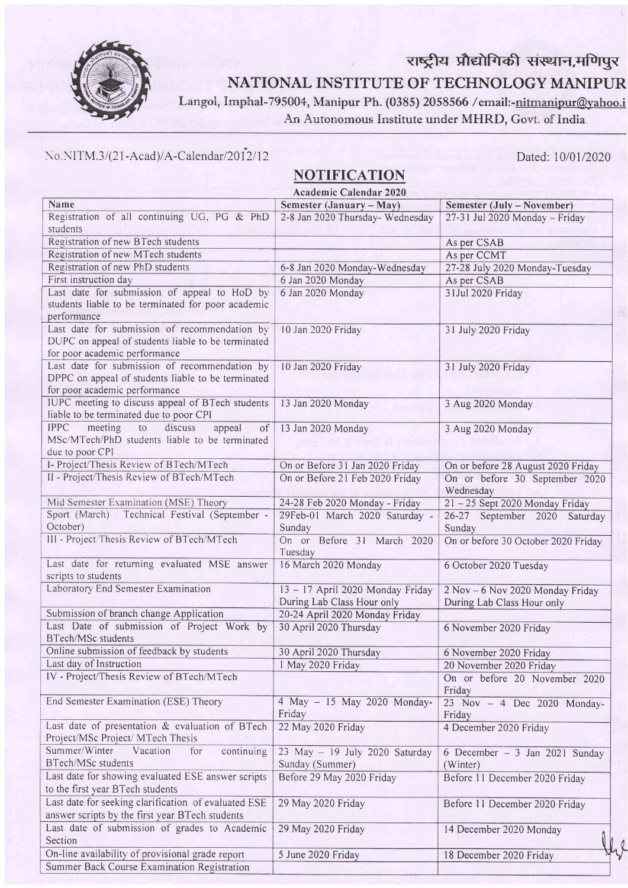राष्ट्रीय प्रौद्योगिकी संस्थान,मणिपुर

# NATIONAL INSTITUTE OF TECHNOLOGY MANIPUR

Langol, Imphal-795004, Manipur Ph. (0385) 2058566 /email:-nitmanipur@yahoo.i

An Autonomous Institute under MHRD, Govt. of India.

No.NITM.3/(21-Acad)/A-Calendar/2012/12 Dated: 10/01/2020

## NOTIFICATION

**Academic Calendar 2020**

| Name | Semester (January – May) | Semester (July – November) |
|---|---|---|
| Registration of all continuing UG, PG & PhD students | 2-8 Jan 2020 Thursday- Wednesday | 27-31 Jul 2020 Monday – Friday |
| Registration of new BTech students | | As per CSAB |
| Registration of new MTech students | | As per CCMT |
| Registration of new PhD students | 6-8 Jan 2020 Monday-Wednesday | 27-28 July 2020 Monday-Tuesday |
| First instruction day | 6 Jan 2020 Monday | As per CSAB |
| Last date for submission of appeal to HoD by students liable to be terminated for poor academic performance | 6 Jan 2020 Monday | 31Jul 2020 Friday |
| Last date for submission of recommendation by DUPC on appeal of students liable to be terminated for poor academic performance | 10 Jan 2020 Friday | 31 July 2020 Friday |
| Last date for submission of recommendation by DPPC on appeal of students liable to be terminated for poor academic performance | 10 Jan 2020 Friday | 31 July 2020 Friday |
| IUPC meeting to discuss appeal of BTech students liable to be terminated due to poor CPI | 13 Jan 2020 Monday | 3 Aug 2020 Monday |
| IPPC meeting to discuss appeal of MSc/MTech/PhD students liable to be terminated due to poor CPI | 13 Jan 2020 Monday | 3 Aug 2020 Monday |
| I- Project/Thesis Review of BTech/MTech | On or Before 31 Jan 2020 Friday | On or before 28 August 2020 Friday |
| II - Project/Thesis Review of BTech/MTech | On or Before 21 Feb 2020 Friday | On or before 30 September 2020 Wednesday |
| Mid Semester Examination (MSE) Theory | 24-28 Feb 2020 Monday - Friday | 21 – 25 Sept 2020 Monday Friday |
| Sport (March) Technical Festival (September - October) | 29Feb-01 March 2020 Saturday - Sunday | 26-27 September 2020 Saturday Sunday |
| III - Project Thesis Review of BTech/MTech | On or Before 31 March 2020 Tuesday | On or before 30 October 2020 Friday |
| Last date for returning evaluated MSE answer scripts to students | 16 March 2020 Monday | 6 October 2020 Tuesday |
| Laboratory End Semester Examination | 13 – 17 April 2020 Monday Friday During Lab Class Hour only | 2 Nov – 6 Nov 2020 Monday Friday During Lab Class Hour only |
| Submission of branch change Application | 20-24 April 2020 Monday Friday | |
| Last Date of submission of Project Work by BTech/MSc students | 30 April 2020 Thursday | 6 November 2020 Friday |
| Online submission of feedback by students | 30 April 2020 Thursday | 6 November 2020 Friday |
| Last day of Instruction | 1 May 2020 Friday | 20 November 2020 Friday |
| IV - Project/Thesis Review of BTech/MTech | | On or before 20 November 2020 Friday |
| End Semester Examination (ESE) Theory | 4 May – 15 May 2020 Monday-Friday | 23 Nov – 4 Dec 2020 Monday-Friday |
| Last date of presentation & evaluation of BTech Project/MSc Project/ MTech Thesis | 22 May 2020 Friday | 4 December 2020 Friday |
| Summer/Winter Vacation for continuing BTech/MSc students | 23 May – 19 July 2020 Saturday Sunday (Summer) | 6 December – 3 Jan 2021 Sunday (Winter) |
| Last date for showing evaluated ESE answer scripts to the first year BTech students | Before 29 May 2020 Friday | Before 11 December 2020 Friday |
| Last date for seeking clarification of evaluated ESE answer scripts by the first year BTech students | 29 May 2020 Friday | Before 11 December 2020 Friday |
| Last date of submission of grades to Academic Section | 29 May 2020 Friday | 14 December 2020 Monday |
| On-line availability of provisional grade report | 5 June 2020 Friday | 18 December 2020 Friday |
| Summer Back Course Examination Registration | | |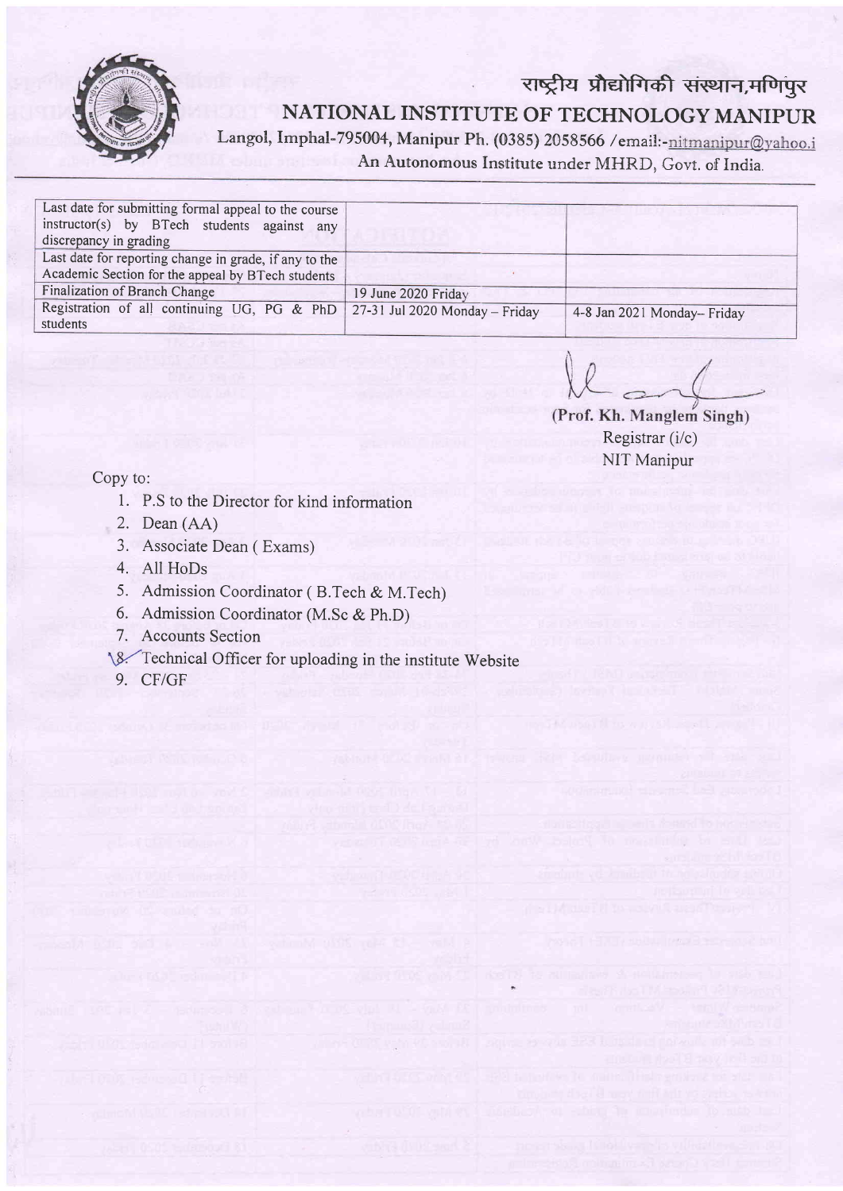राष्ट्रीय प्रौद्योगिकी संस्थान,मणिपुर

# NATIONAL INSTITUTE OF TECHNOLOGY MANIPUR

Langol, Imphal-795004, Manipur Ph. (0385) 2058566 /email:-nitmanipur@yahoo.i

An Autonomous Institute under MHRD, Govt. of India.

| | | |
|---|---|---|
| Last date for submitting formal appeal to the course instructor(s) by BTech students against any discrepancy in grading | | |
| Last date for reporting change in grade, if any to the Academic Section for the appeal by BTech students | | |
| Finalization of Branch Change | 19 June 2020 Friday | |
| Registration of all continuing UG, PG & PhD students | 27-31 Jul 2020 Monday – Friday | 4-8 Jan 2021 Monday– Friday |

(Prof. Kh. Manglem Singh)
Registrar (i/c)
NIT Manipur

Copy to:

1. P.S to the Director for kind information
2. Dean (AA)
3. Associate Dean ( Exams)
4. All HoDs
5. Admission Coordinator ( B.Tech & M.Tech)
6. Admission Coordinator (M.Sc & Ph.D)
7. Accounts Section
8. Technical Officer for uploading in the institute Website
9. CF/GF